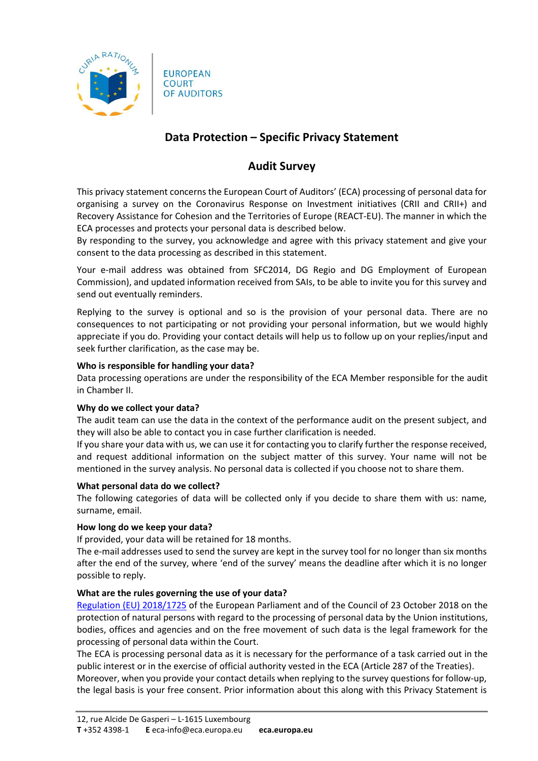EUROPEAN COURT OF AUDITORS

# Data Protection – Specific Privacy Statement

## Audit Survey

This privacy statement concerns the European Court of Auditors' (ECA) processing of personal data for organising a survey on the Coronavirus Response on Investment initiatives (CRII and CRII+) and Recovery Assistance for Cohesion and the Territories of Europe (REACT-EU). The manner in which the ECA processes and protects your personal data is described below.

By responding to the survey, you acknowledge and agree with this privacy statement and give your consent to the data processing as described in this statement.

Your e-mail address was obtained from SFC2014, DG Regio and DG Employment of European Commission), and updated information received from SAIs, to be able to invite you for this survey and send out eventually reminders.

Replying to the survey is optional and so is the provision of your personal data. There are no consequences to not participating or not providing your personal information, but we would highly appreciate if you do. Providing your contact details will help us to follow up on your replies/input and seek further clarification, as the case may be.

**Who is responsible for handling your data?**

Data processing operations are under the responsibility of the ECA Member responsible for the audit in Chamber II.

**Why do we collect your data?**

The audit team can use the data in the context of the performance audit on the present subject, and they will also be able to contact you in case further clarification is needed.

If you share your data with us, we can use it for contacting you to clarify further the response received, and request additional information on the subject matter of this survey. Your name will not be mentioned in the survey analysis. No personal data is collected if you choose not to share them.

**What personal data do we collect?**

The following categories of data will be collected only if you decide to share them with us: name, surname, email.

**How long do we keep your data?**

If provided, your data will be retained for 18 months.

The e-mail addresses used to send the survey are kept in the survey tool for no longer than six months after the end of the survey, where 'end of the survey' means the deadline after which it is no longer possible to reply.

**What are the rules governing the use of your data?**

Regulation (EU) 2018/1725 of the European Parliament and of the Council of 23 October 2018 on the protection of natural persons with regard to the processing of personal data by the Union institutions, bodies, offices and agencies and on the free movement of such data is the legal framework for the processing of personal data within the Court.

The ECA is processing personal data as it is necessary for the performance of a task carried out in the public interest or in the exercise of official authority vested in the ECA (Article 287 of the Treaties).

Moreover, when you provide your contact details when replying to the survey questions for follow-up, the legal basis is your free consent. Prior information about this along with this Privacy Statement is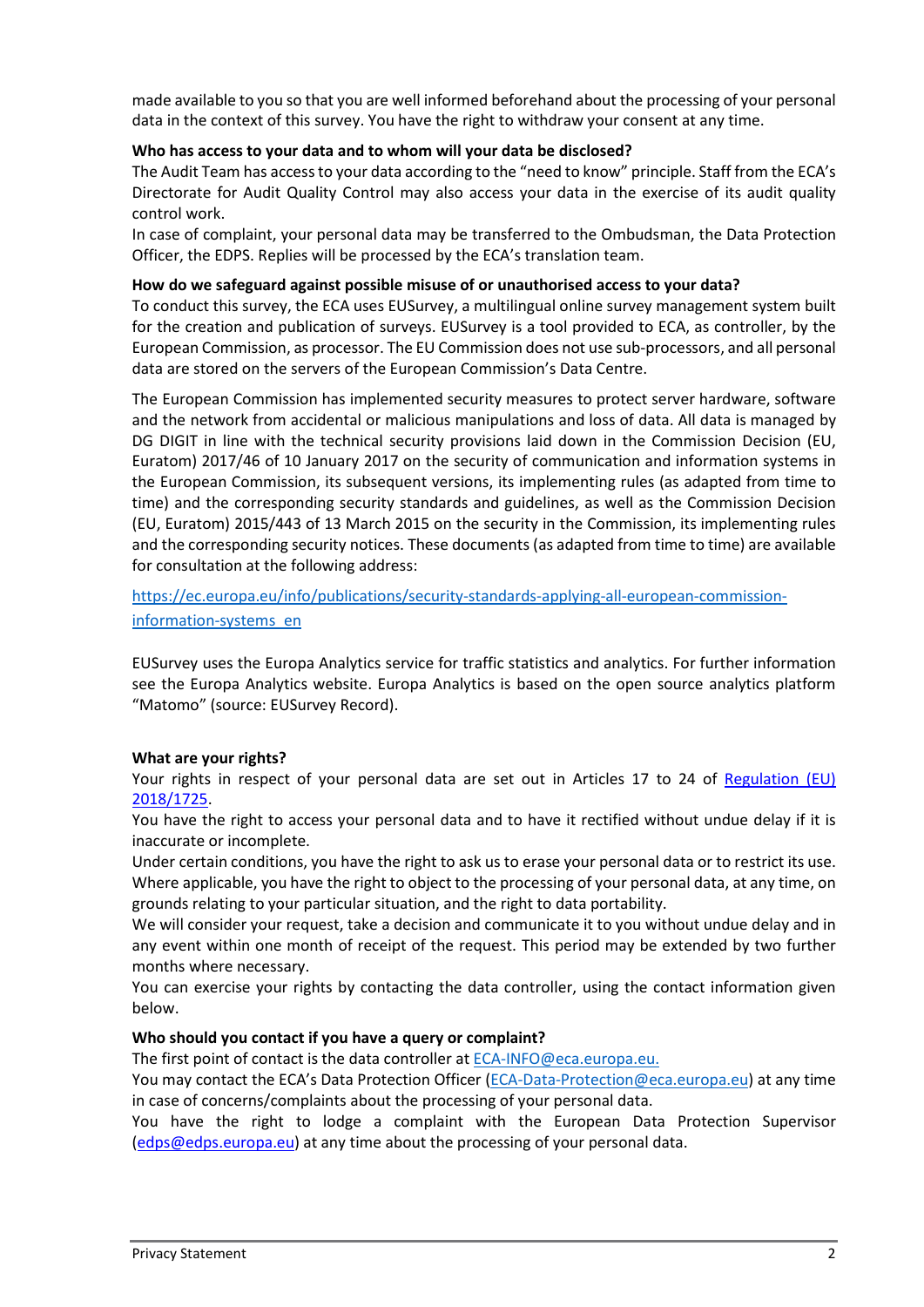made available to you so that you are well informed beforehand about the processing of your personal data in the context of this survey. You have the right to withdraw your consent at any time.

**Who has access to your data and to whom will your data be disclosed?**

The Audit Team has access to your data according to the "need to know" principle. Staff from the ECA's Directorate for Audit Quality Control may also access your data in the exercise of its audit quality control work.

In case of complaint, your personal data may be transferred to the Ombudsman, the Data Protection Officer, the EDPS. Replies will be processed by the ECA's translation team.

**How do we safeguard against possible misuse of or unauthorised access to your data?**

To conduct this survey, the ECA uses EUSurvey, a multilingual online survey management system built for the creation and publication of surveys. EUSurvey is a tool provided to ECA, as controller, by the European Commission, as processor. The EU Commission does not use sub-processors, and all personal data are stored on the servers of the European Commission's Data Centre.

The European Commission has implemented security measures to protect server hardware, software and the network from accidental or malicious manipulations and loss of data. All data is managed by DG DIGIT in line with the technical security provisions laid down in the Commission Decision (EU, Euratom) 2017/46 of 10 January 2017 on the security of communication and information systems in the European Commission, its subsequent versions, its implementing rules (as adapted from time to time) and the corresponding security standards and guidelines, as well as the Commission Decision (EU, Euratom) 2015/443 of 13 March 2015 on the security in the Commission, its implementing rules and the corresponding security notices. These documents (as adapted from time to time) are available for consultation at the following address:

[https://ec.europa.eu/info/publications/security-standards-applying-all-european-commission-information-systems_en](https://ec.europa.eu/info/publications/security-standards-applying-all-european-commission-information-systems_en)

EUSurvey uses the Europa Analytics service for traffic statistics and analytics. For further information see the Europa Analytics website. Europa Analytics is based on the open source analytics platform "Matomo" (source: EUSurvey Record).

**What are your rights?**

Your rights in respect of your personal data are set out in Articles 17 to 24 of Regulation (EU) 2018/1725.

You have the right to access your personal data and to have it rectified without undue delay if it is inaccurate or incomplete.

Under certain conditions, you have the right to ask us to erase your personal data or to restrict its use. Where applicable, you have the right to object to the processing of your personal data, at any time, on grounds relating to your particular situation, and the right to data portability.

We will consider your request, take a decision and communicate it to you without undue delay and in any event within one month of receipt of the request. This period may be extended by two further months where necessary.

You can exercise your rights by contacting the data controller, using the contact information given below.

**Who should you contact if you have a query or complaint?**

The first point of contact is the data controller at ECA-INFO@eca.europa.eu.

You may contact the ECA's Data Protection Officer (ECA-Data-Protection@eca.europa.eu) at any time in case of concerns/complaints about the processing of your personal data.

You have the right to lodge a complaint with the European Data Protection Supervisor (edps@edps.europa.eu) at any time about the processing of your personal data.